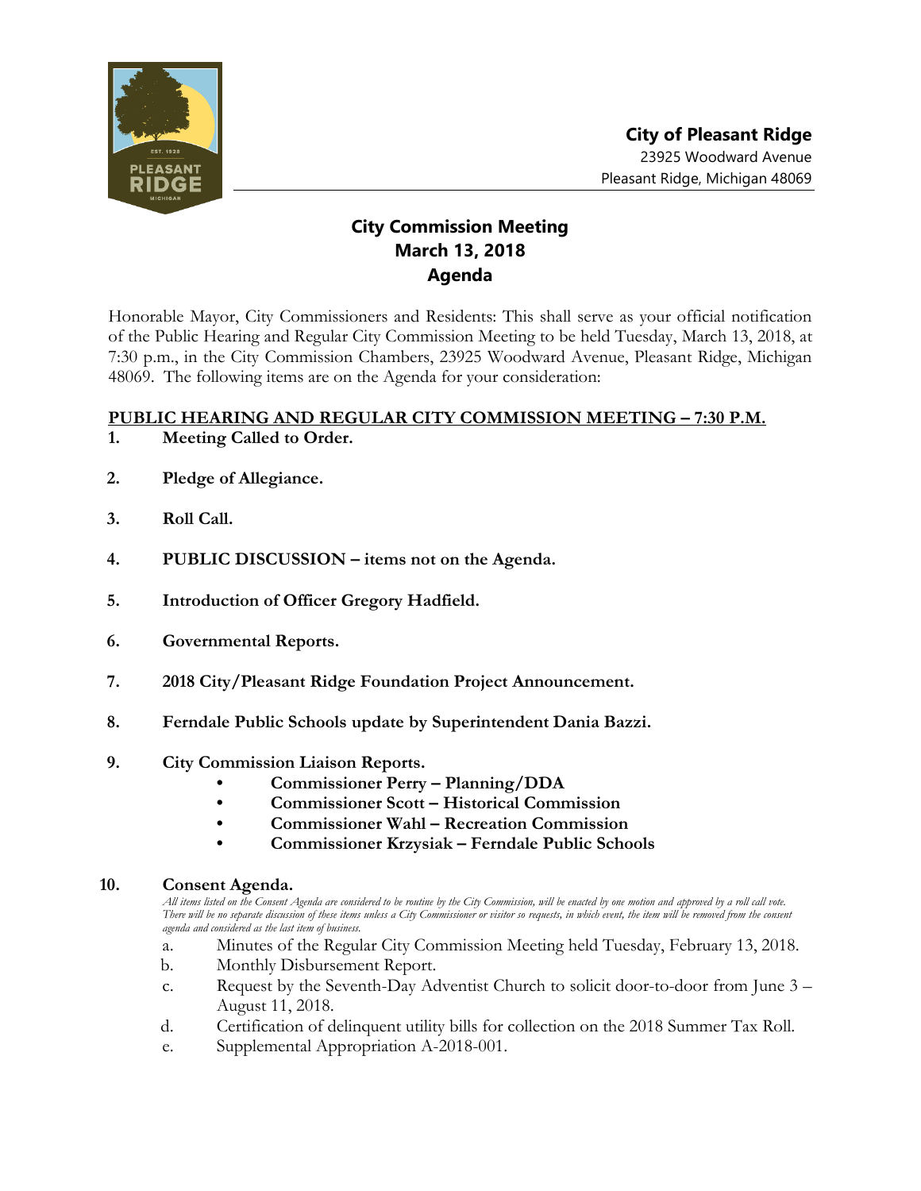**City of Pleasant Ridge**
23925 Woodward Avenue
Pleasant Ridge, Michigan 48069

# City Commission Meeting
## March 13, 2018
## Agenda

Honorable Mayor, City Commissioners and Residents: This shall serve as your official notification of the Public Hearing and Regular City Commission Meeting to be held Tuesday, March 13, 2018, at 7:30 p.m., in the City Commission Chambers, 23925 Woodward Avenue, Pleasant Ridge, Michigan 48069. The following items are on the Agenda for your consideration:

**PUBLIC HEARING AND REGULAR CITY COMMISSION MEETING – 7:30 P.M.**

1. **Meeting Called to Order.**

2. **Pledge of Allegiance.**

3. **Roll Call.**

4. **PUBLIC DISCUSSION – items not on the Agenda.**

5. **Introduction of Officer Gregory Hadfield.**

6. **Governmental Reports.**

7. **2018 City/Pleasant Ridge Foundation Project Announcement.**

8. **Ferndale Public Schools update by Superintendent Dania Bazzi.**

9. **City Commission Liaison Reports.**
   - **Commissioner Perry – Planning/DDA**
   - **Commissioner Scott – Historical Commission**
   - **Commissioner Wahl – Recreation Commission**
   - **Commissioner Krzysiak – Ferndale Public Schools**

10. **Consent Agenda.**

    *All items listed on the Consent Agenda are considered to be routine by the City Commission, will be enacted by one motion and approved by a roll call vote. There will be no separate discussion of these items unless a City Commissioner or visitor so requests, in which event, the item will be removed from the consent agenda and considered as the last item of business.*

    a. Minutes of the Regular City Commission Meeting held Tuesday, February 13, 2018.
    b. Monthly Disbursement Report.
    c. Request by the Seventh-Day Adventist Church to solicit door-to-door from June 3 – August 11, 2018.
    d. Certification of delinquent utility bills for collection on the 2018 Summer Tax Roll.
    e. Supplemental Appropriation A-2018-001.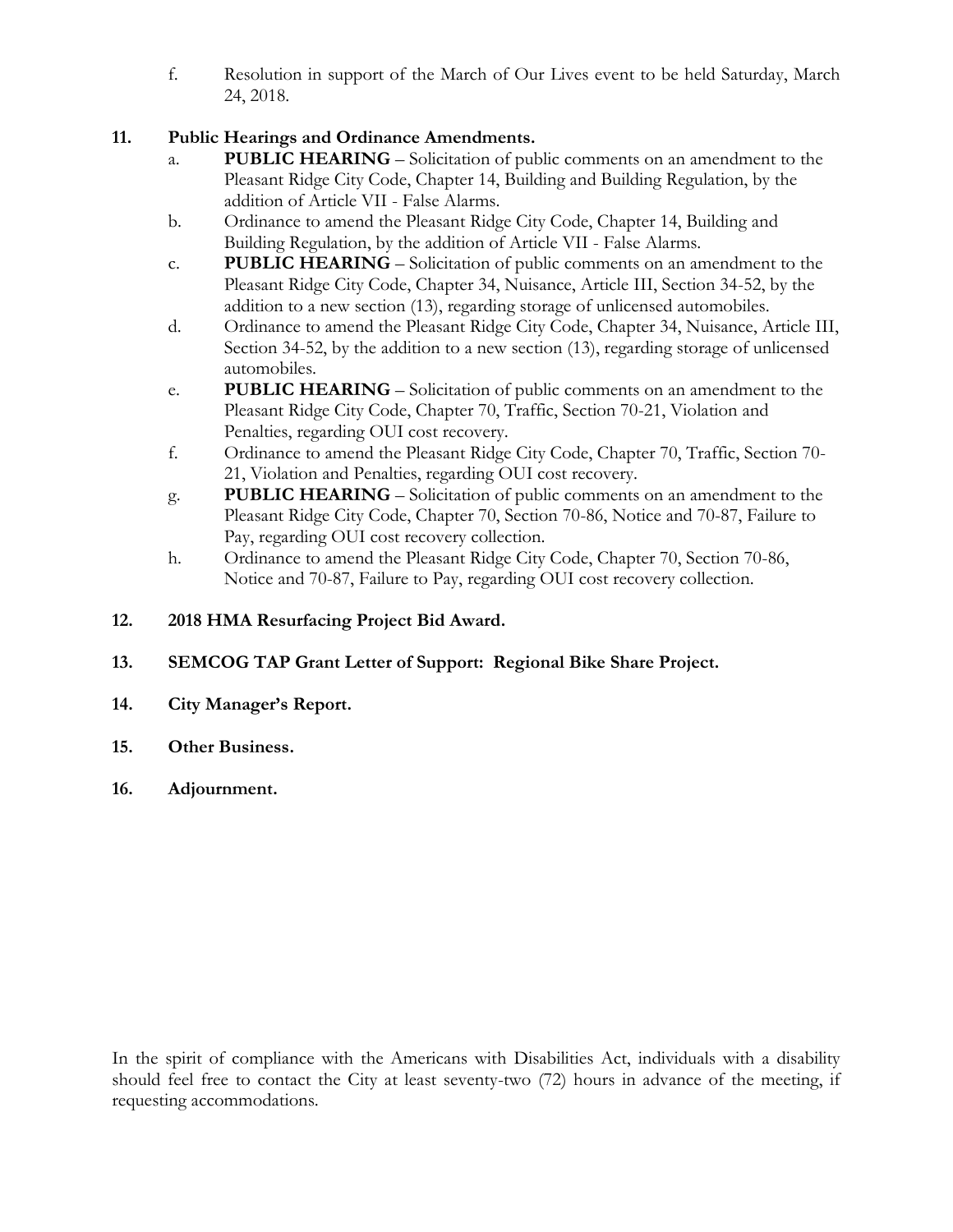f. Resolution in support of the March of Our Lives event to be held Saturday, March 24, 2018.

**11. Public Hearings and Ordinance Amendments.**

a. **PUBLIC HEARING** – Solicitation of public comments on an amendment to the Pleasant Ridge City Code, Chapter 14, Building and Building Regulation, by the addition of Article VII - False Alarms.

b. Ordinance to amend the Pleasant Ridge City Code, Chapter 14, Building and Building Regulation, by the addition of Article VII - False Alarms.

c. **PUBLIC HEARING** – Solicitation of public comments on an amendment to the Pleasant Ridge City Code, Chapter 34, Nuisance, Article III, Section 34-52, by the addition to a new section (13), regarding storage of unlicensed automobiles.

d. Ordinance to amend the Pleasant Ridge City Code, Chapter 34, Nuisance, Article III, Section 34-52, by the addition to a new section (13), regarding storage of unlicensed automobiles.

e. **PUBLIC HEARING** – Solicitation of public comments on an amendment to the Pleasant Ridge City Code, Chapter 70, Traffic, Section 70-21, Violation and Penalties, regarding OUI cost recovery.

f. Ordinance to amend the Pleasant Ridge City Code, Chapter 70, Traffic, Section 70-21, Violation and Penalties, regarding OUI cost recovery.

g. **PUBLIC HEARING** – Solicitation of public comments on an amendment to the Pleasant Ridge City Code, Chapter 70, Section 70-86, Notice and 70-87, Failure to Pay, regarding OUI cost recovery collection.

h. Ordinance to amend the Pleasant Ridge City Code, Chapter 70, Section 70-86, Notice and 70-87, Failure to Pay, regarding OUI cost recovery collection.

**12. 2018 HMA Resurfacing Project Bid Award.**

**13. SEMCOG TAP Grant Letter of Support: Regional Bike Share Project.**

**14. City Manager's Report.**

**15. Other Business.**

**16. Adjournment.**

In the spirit of compliance with the Americans with Disabilities Act, individuals with a disability should feel free to contact the City at least seventy-two (72) hours in advance of the meeting, if requesting accommodations.